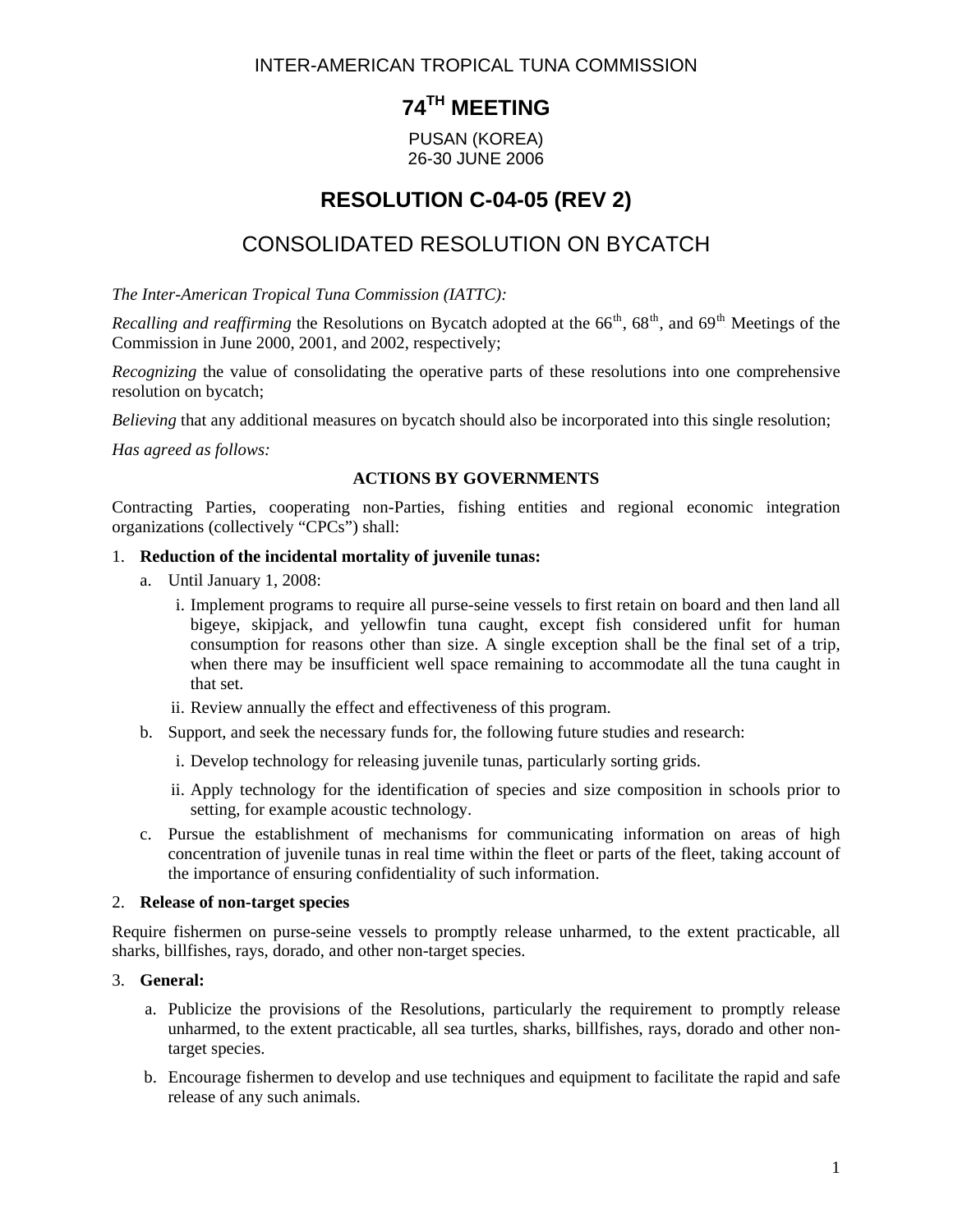INTER-AMERICAN TROPICAL TUNA COMMISSION

# 74TH MEETING

PUSAN (KOREA)
26-30 JUNE 2006

# RESOLUTION C-04-05 (REV 2)

## CONSOLIDATED RESOLUTION ON BYCATCH

*The Inter-American Tropical Tuna Commission (IATTC):*

*Recalling and reaffirming* the Resolutions on Bycatch adopted at the 66th, 68th, and 69th Meetings of the Commission in June 2000, 2001, and 2002, respectively;

*Recognizing* the value of consolidating the operative parts of these resolutions into one comprehensive resolution on bycatch;

*Believing* that any additional measures on bycatch should also be incorporated into this single resolution;

*Has agreed as follows:*

**ACTIONS BY GOVERNMENTS**

Contracting Parties, cooperating non-Parties, fishing entities and regional economic integration organizations (collectively "CPCs") shall:

1. **Reduction of the incidental mortality of juvenile tunas:**
   a. Until January 1, 2008:
      i. Implement programs to require all purse-seine vessels to first retain on board and then land all bigeye, skipjack, and yellowfin tuna caught, except fish considered unfit for human consumption for reasons other than size. A single exception shall be the final set of a trip, when there may be insufficient well space remaining to accommodate all the tuna caught in that set.
      ii. Review annually the effect and effectiveness of this program.
   b. Support, and seek the necessary funds for, the following future studies and research:
      i. Develop technology for releasing juvenile tunas, particularly sorting grids.
      ii. Apply technology for the identification of species and size composition in schools prior to setting, for example acoustic technology.
   c. Pursue the establishment of mechanisms for communicating information on areas of high concentration of juvenile tunas in real time within the fleet or parts of the fleet, taking account of the importance of ensuring confidentiality of such information.

2. **Release of non-target species**

Require fishermen on purse-seine vessels to promptly release unharmed, to the extent practicable, all sharks, billfishes, rays, dorado, and other non-target species.

3. **General:**
   a. Publicize the provisions of the Resolutions, particularly the requirement to promptly release unharmed, to the extent practicable, all sea turtles, sharks, billfishes, rays, dorado and other non-target species.
   b. Encourage fishermen to develop and use techniques and equipment to facilitate the rapid and safe release of any such animals.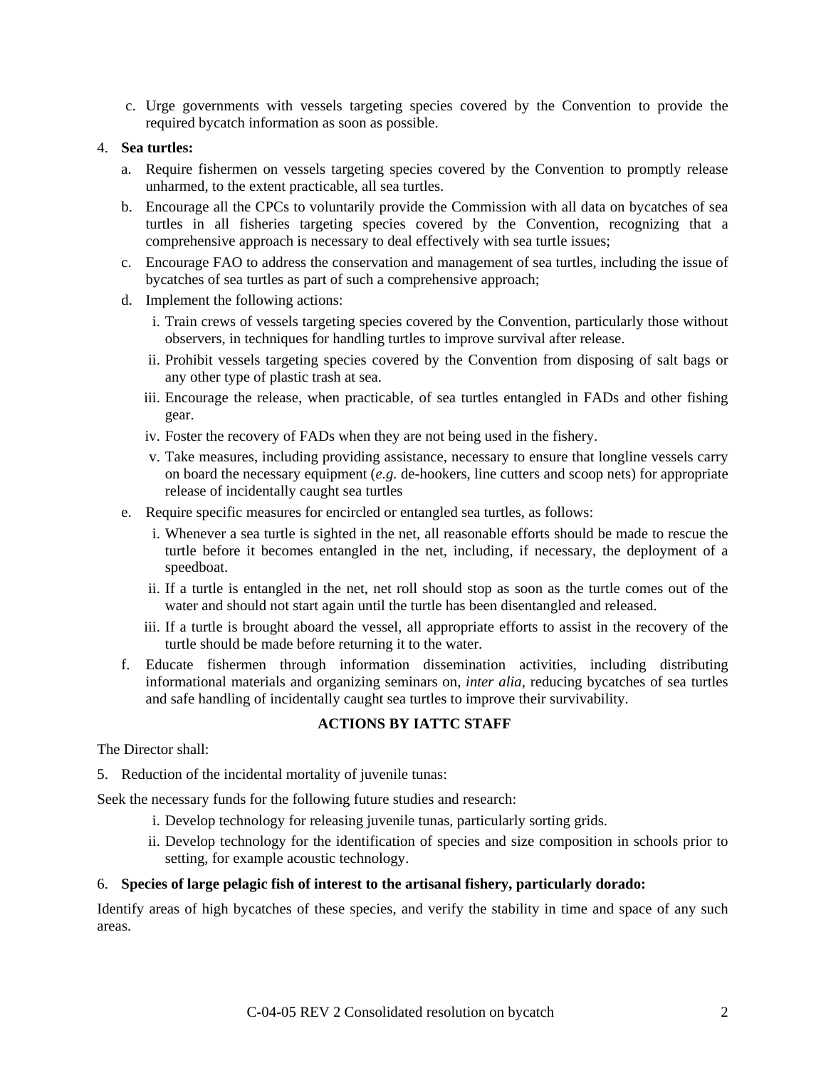c. Urge governments with vessels targeting species covered by the Convention to provide the required bycatch information as soon as possible.

4. **Sea turtles:**

   a. Require fishermen on vessels targeting species covered by the Convention to promptly release unharmed, to the extent practicable, all sea turtles.

   b. Encourage all the CPCs to voluntarily provide the Commission with all data on bycatches of sea turtles in all fisheries targeting species covered by the Convention, recognizing that a comprehensive approach is necessary to deal effectively with sea turtle issues;

   c. Encourage FAO to address the conservation and management of sea turtles, including the issue of bycatches of sea turtles as part of such a comprehensive approach;

   d. Implement the following actions:

      i. Train crews of vessels targeting species covered by the Convention, particularly those without observers, in techniques for handling turtles to improve survival after release.

      ii. Prohibit vessels targeting species covered by the Convention from disposing of salt bags or any other type of plastic trash at sea.

      iii. Encourage the release, when practicable, of sea turtles entangled in FADs and other fishing gear.

      iv. Foster the recovery of FADs when they are not being used in the fishery.

      v. Take measures, including providing assistance, necessary to ensure that longline vessels carry on board the necessary equipment (*e.g.* de-hookers, line cutters and scoop nets) for appropriate release of incidentally caught sea turtles

   e. Require specific measures for encircled or entangled sea turtles, as follows:

      i. Whenever a sea turtle is sighted in the net, all reasonable efforts should be made to rescue the turtle before it becomes entangled in the net, including, if necessary, the deployment of a speedboat.

      ii. If a turtle is entangled in the net, net roll should stop as soon as the turtle comes out of the water and should not start again until the turtle has been disentangled and released.

      iii. If a turtle is brought aboard the vessel, all appropriate efforts to assist in the recovery of the turtle should be made before returning it to the water.

   f. Educate fishermen through information dissemination activities, including distributing informational materials and organizing seminars on, *inter alia*, reducing bycatches of sea turtles and safe handling of incidentally caught sea turtles to improve their survivability.

## ACTIONS BY IATTC STAFF

The Director shall:

5. Reduction of the incidental mortality of juvenile tunas:

Seek the necessary funds for the following future studies and research:

   i. Develop technology for releasing juvenile tunas, particularly sorting grids.

   ii. Develop technology for the identification of species and size composition in schools prior to setting, for example acoustic technology.

6. **Species of large pelagic fish of interest to the artisanal fishery, particularly dorado:**

Identify areas of high bycatches of these species, and verify the stability in time and space of any such areas.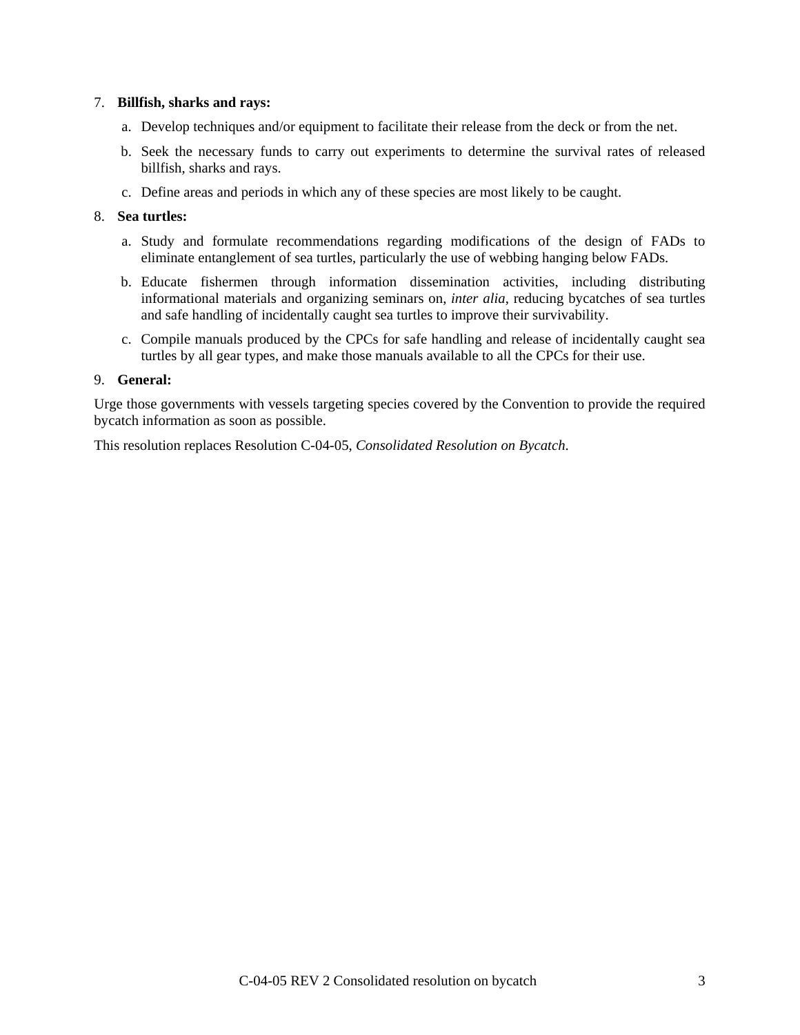7. **Billfish, sharks and rays:**
    a. Develop techniques and/or equipment to facilitate their release from the deck or from the net.
    b. Seek the necessary funds to carry out experiments to determine the survival rates of released billfish, sharks and rays.
    c. Define areas and periods in which any of these species are most likely to be caught.
8. **Sea turtles:**
    a. Study and formulate recommendations regarding modifications of the design of FADs to eliminate entanglement of sea turtles, particularly the use of webbing hanging below FADs.
    b. Educate fishermen through information dissemination activities, including distributing informational materials and organizing seminars on, *inter alia*, reducing bycatches of sea turtles and safe handling of incidentally caught sea turtles to improve their survivability.
    c. Compile manuals produced by the CPCs for safe handling and release of incidentally caught sea turtles by all gear types, and make those manuals available to all the CPCs for their use.
9. **General:**

Urge those governments with vessels targeting species covered by the Convention to provide the required bycatch information as soon as possible.

This resolution replaces Resolution C-04-05, *Consolidated Resolution on Bycatch*.